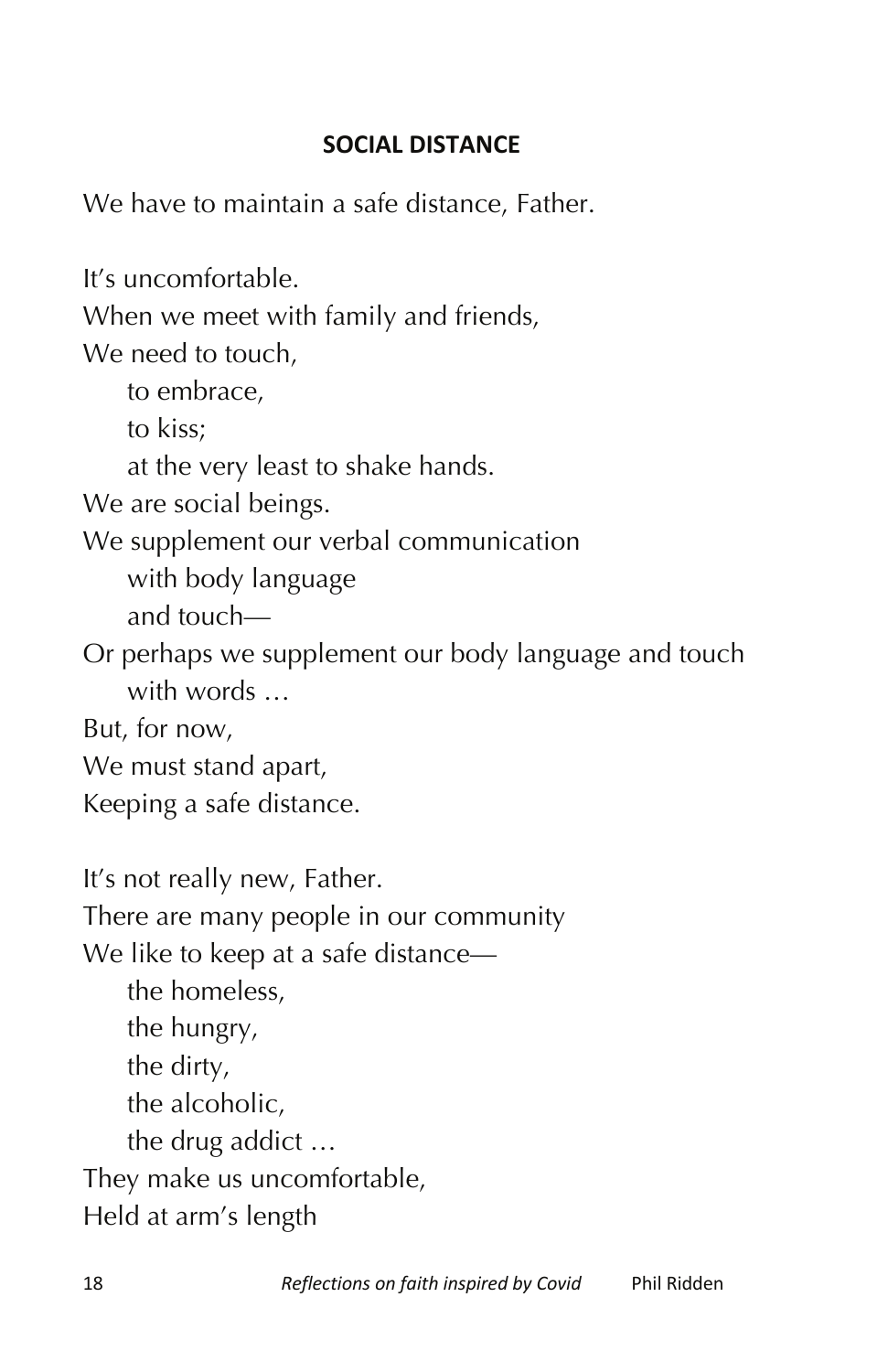**SOCIAL DISTANCE**

We have to maintain a safe distance, Father.

It's uncomfortable.  
When we meet with family and friends,  
We need to touch,  
&nbsp;&nbsp;&nbsp;&nbsp;to embrace,  
&nbsp;&nbsp;&nbsp;&nbsp;to kiss;  
&nbsp;&nbsp;&nbsp;&nbsp;at the very least to shake hands.  
We are social beings.  
We supplement our verbal communication  
&nbsp;&nbsp;&nbsp;&nbsp;with body language  
&nbsp;&nbsp;&nbsp;&nbsp;and touch—  
Or perhaps we supplement our body language and touch  
&nbsp;&nbsp;&nbsp;&nbsp;with words …  
But, for now,  
We must stand apart,  
Keeping a safe distance.

It's not really new, Father.  
There are many people in our community  
We like to keep at a safe distance—  
&nbsp;&nbsp;&nbsp;&nbsp;the homeless,  
&nbsp;&nbsp;&nbsp;&nbsp;the hungry,  
&nbsp;&nbsp;&nbsp;&nbsp;the dirty,  
&nbsp;&nbsp;&nbsp;&nbsp;the alcoholic,  
&nbsp;&nbsp;&nbsp;&nbsp;the drug addict …  
They make us uncomfortable,  
Held at arm's length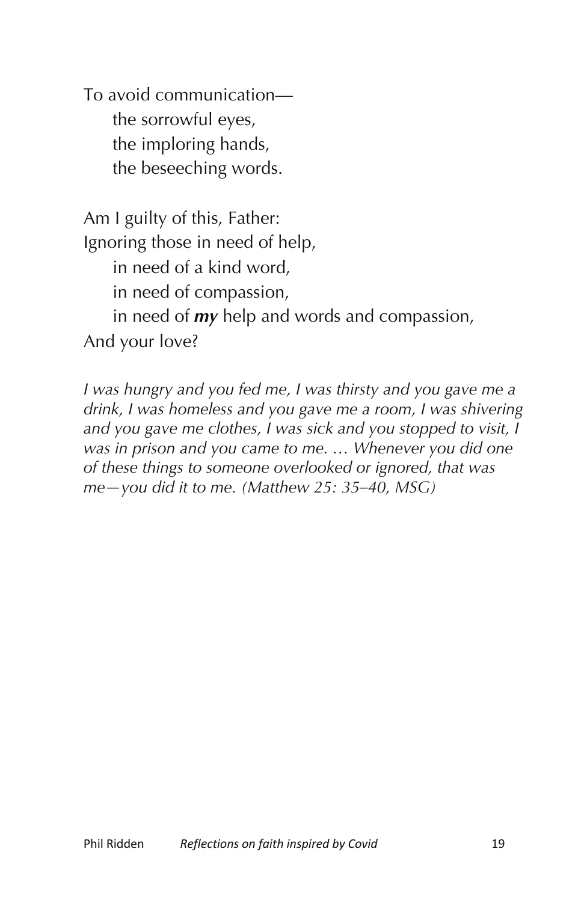To avoid communication—  
    the sorrowful eyes,  
    the imploring hands,  
    the beseeching words.

Am I guilty of this, Father:  
Ignoring those in need of help,  
    in need of a kind word,  
    in need of compassion,  
    in need of ***my*** help and words and compassion,  
And your love?

*I was hungry and you fed me, I was thirsty and you gave me a drink, I was homeless and you gave me a room, I was shivering and you gave me clothes, I was sick and you stopped to visit, I was in prison and you came to me. … Whenever you did one of these things to someone overlooked or ignored, that was me—you did it to me. (Matthew 25: 35–40, MSG)*